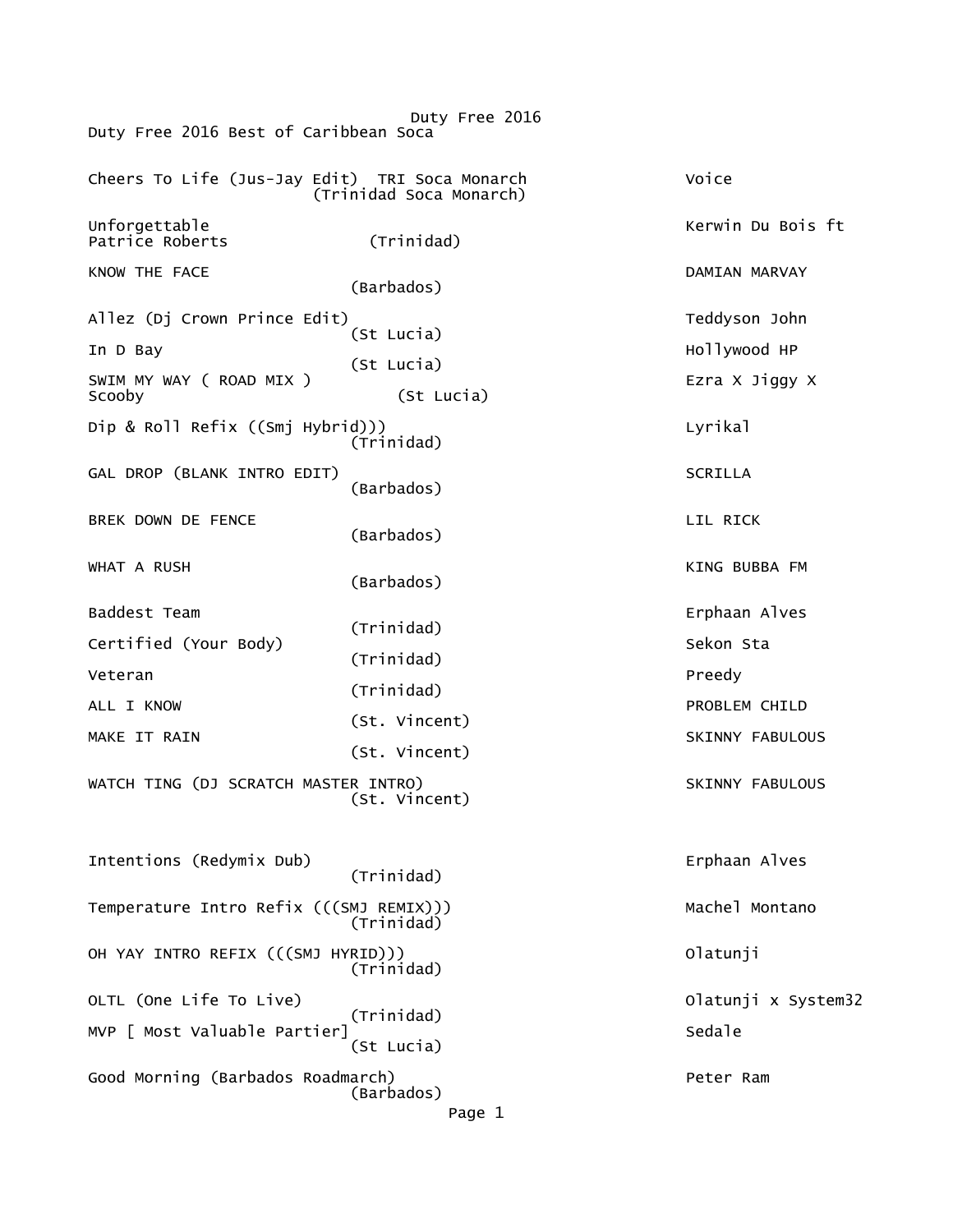# Duty Free 2016

Duty Free 2016 Best of Caribbean Soca

| Title | Origin | Artist |
|---|---|---|
| Cheers To Life (Jus-Jay Edit) TRI Soca Monarch | (Trinidad Soca Monarch) | Voice |
| Unforgettable | (Trinidad) | Kerwin Du Bois ft Patrice Roberts |
| KNOW THE FACE | (Barbados) | DAMIAN MARVAY |
| Allez (Dj Crown Prince Edit) | (St Lucia) | Teddyson John |
| In D Bay | (St Lucia) | Hollywood HP |
| SWIM MY WAY ( ROAD MIX ) | (St Lucia) | Ezra X Jiggy X Scooby |
| Dip & Roll Refix ((Smj Hybrid))) | (Trinidad) | Lyrikal |
| GAL DROP (BLANK INTRO EDIT) | (Barbados) | SCRILLA |
| BREK DOWN DE FENCE | (Barbados) | LIL RICK |
| WHAT A RUSH | (Barbados) | KING BUBBA FM |
| Baddest Team | (Trinidad) | Erphaan Alves |
| Certified (Your Body) | (Trinidad) | Sekon Sta |
| Veteran | (Trinidad) | Preedy |
| ALL I KNOW | (St. Vincent) | PROBLEM CHILD |
| MAKE IT RAIN | (St. Vincent) | SKINNY FABULOUS |
| WATCH TING (DJ SCRATCH MASTER INTRO) | (St. Vincent) | SKINNY FABULOUS |
| Intentions (Redymix Dub) | (Trinidad) | Erphaan Alves |
| Temperature Intro Refix (((SMJ REMIX))) | (Trinidad) | Machel Montano |
| OH YAY INTRO REFIX (((SMJ HYRID))) | (Trinidad) | Olatunji |
| OLTL (One Life To Live) | (Trinidad) | Olatunji x System32 |
| MVP [ Most Valuable Partier] | (St Lucia) | Sedale |
| Good Morning (Barbados Roadmarch) | (Barbados) | Peter Ram |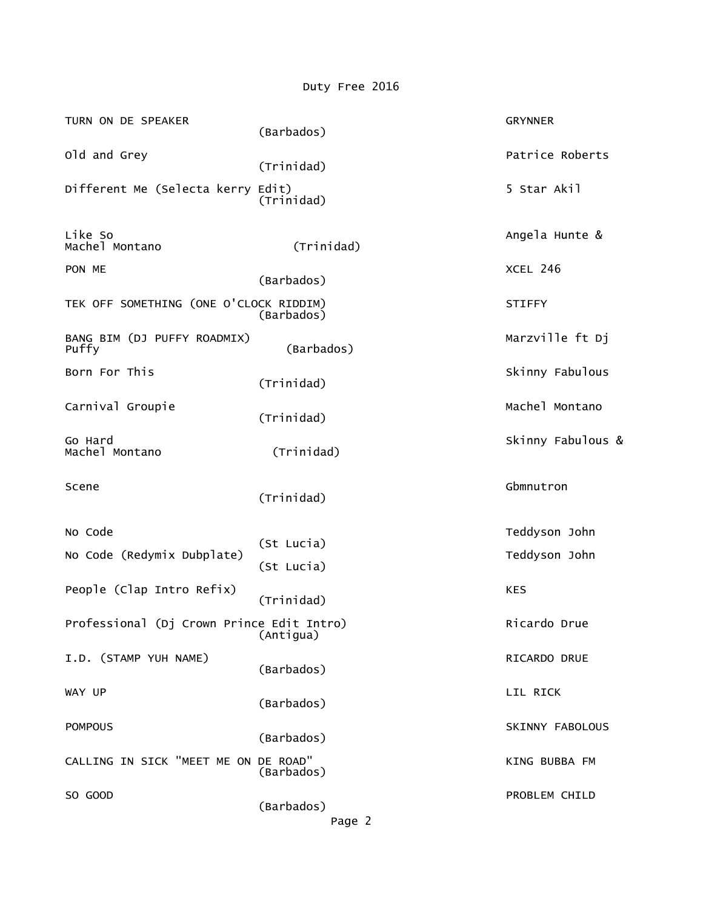Duty Free 2016

| Title | Country | Artist |
| --- | --- | --- |
| TURN ON DE SPEAKER | (Barbados) | GRYNNER |
| Old and Grey | (Trinidad) | Patrice Roberts |
| Different Me (Selecta kerry Edit) | (Trinidad) | 5 Star Akil |
| Like So | (Trinidad) | Angela Hunte & Machel Montano |
| PON ME | (Barbados) | XCEL 246 |
| TEK OFF SOMETHING (ONE O'CLOCK RIDDIM) | (Barbados) | STIFFY |
| BANG BIM (DJ PUFFY ROADMIX) | (Barbados) | Marzville ft Dj Puffy |
| Born For This | (Trinidad) | Skinny Fabulous |
| Carnival Groupie | (Trinidad) | Machel Montano |
| Go Hard | (Trinidad) | Skinny Fabulous & Machel Montano |
| Scene | (Trinidad) | Gbmnutron |
| No Code | (St Lucia) | Teddyson John |
| No Code (Redymix Dubplate) | (St Lucia) | Teddyson John |
| People (Clap Intro Refix) | (Trinidad) | KES |
| Professional (Dj Crown Prince Edit Intro) | (Antigua) | Ricardo Drue |
| I.D. (STAMP YUH NAME) | (Barbados) | RICARDO DRUE |
| WAY UP | (Barbados) | LIL RICK |
| POMPOUS | (Barbados) | SKINNY FABOLOUS |
| CALLING IN SICK "MEET ME ON DE ROAD" | (Barbados) | KING BUBBA FM |
| SO GOOD | (Barbados) | PROBLEM CHILD |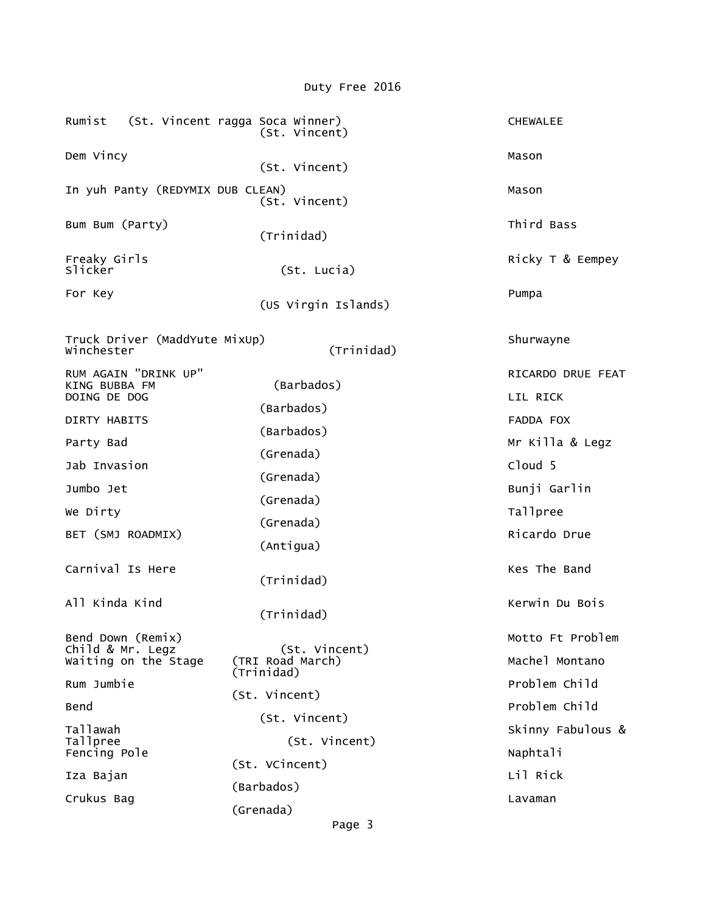| Song | Origin | Artist |
|---|---|---|
| Rumist (St. Vincent ragga Soca Winner) | (St. Vincent) | CHEWALEE |
| Dem Vincy | (St. Vincent) | Mason |
| In yuh Panty (REDYMIX DUB CLEAN) | (St. Vincent) | Mason |
| Bum Bum (Party) | (Trinidad) | Third Bass |
| Freaky Girls | (St. Lucia) | Ricky T & Eempey Slicker |
| For Key | (US Virgin Islands) | Pumpa |
| Truck Driver (MaddYute MixUp) | (Trinidad) | Shurwayne Winchester |
| RUM AGAIN "DRINK UP" | (Barbados) | RICARDO DRUE FEAT KING BUBBA FM |
| DOING DE DOG | (Barbados) | LIL RICK |
| DIRTY HABITS | (Barbados) | FADDA FOX |
| Party Bad | (Grenada) | Mr Killa & Legz |
| Jab Invasion | (Grenada) | Cloud 5 |
| Jumbo Jet | (Grenada) | Bunji Garlin |
| We Dirty | (Grenada) | Tallpree |
| BET (SMJ ROADMIX) | (Antigua) | Ricardo Drue |
| Carnival Is Here | (Trinidad) | Kes The Band |
| All Kinda Kind | (Trinidad) | Kerwin Du Bois |
| Bend Down (Remix) | (St. Vincent) | Motto Ft Problem Child & Mr. Legz |
| Waiting on the Stage | (TRI Road March) (Trinidad) | Machel Montano |
| Rum Jumbie | (St. Vincent) | Problem Child |
| Bend | (St. Vincent) | Problem Child |
| Tallawah | (St. Vincent) | Skinny Fabulous & Tallpree |
| Fencing Pole | (St. VCincent) | Naphtali |
| Iza Bajan | (Barbados) | Lil Rick |
| Crukus Bag | (Grenada) | Lavaman |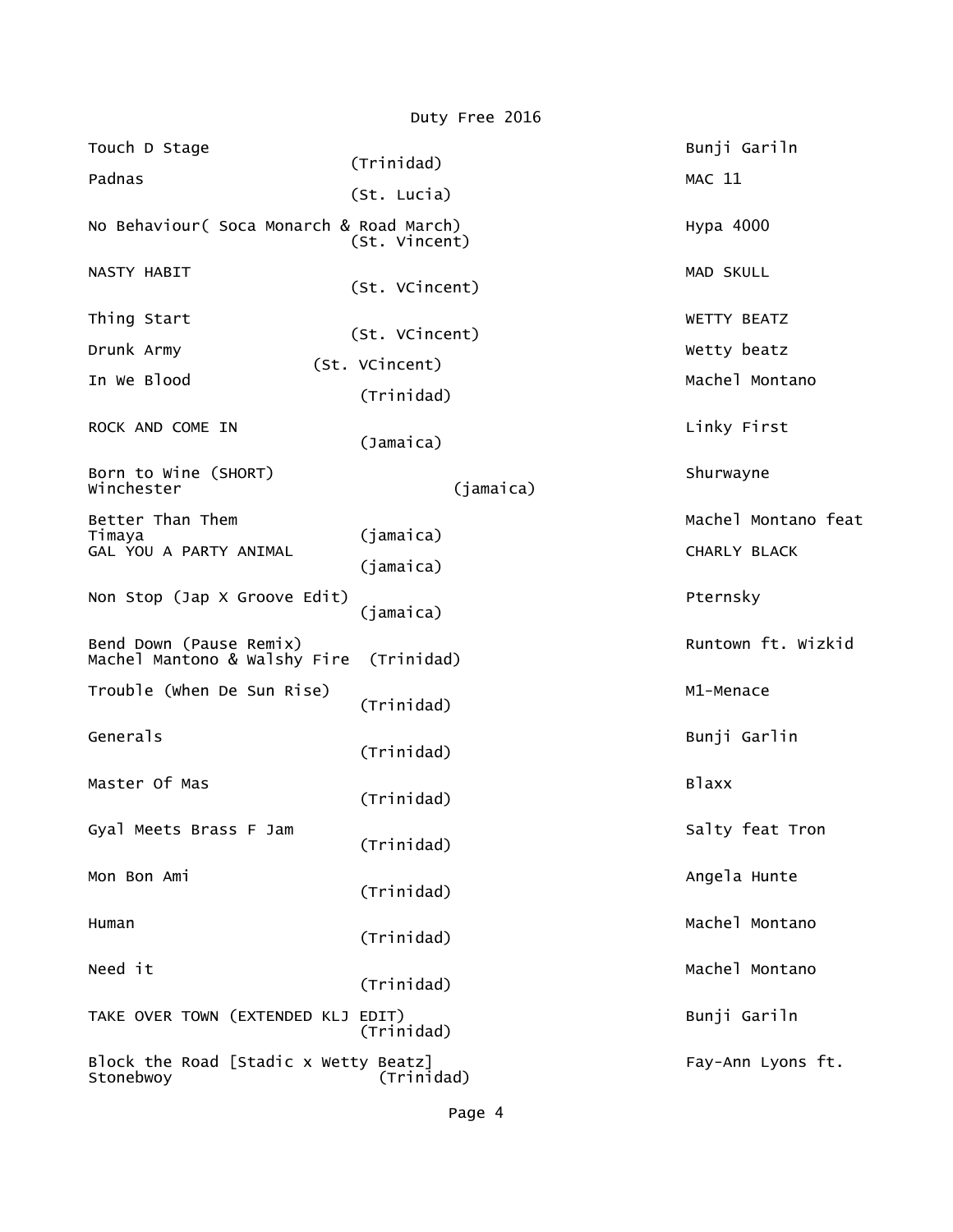# Duty Free 2016

| Song | Origin | Artist |
|---|---|---|
| Touch D Stage | (Trinidad) | Bunji Gariln |
| Padnas | (St. Lucia) | MAC 11 |
| No Behaviour( Soca Monarch & Road March) | (St. Vincent) | Hypa 4000 |
| NASTY HABIT | (St. VCincent) | MAD SKULL |
| Thing Start | (St. VCincent) | WETTY BEATZ |
| Drunk Army | (St. VCincent) | Wetty beatz |
| In We Blood | (Trinidad) | Machel Montano |
| ROCK AND COME IN | (Jamaica) | Linky First |
| Born to Wine (SHORT) | (jamaica) | Shurwayne Winchester |
| Better Than Them | (jamaica) | Machel Montano feat Timaya |
| GAL YOU A PARTY ANIMAL | (jamaica) | CHARLY BLACK |
| Non Stop (Jap X Groove Edit) | (jamaica) | Pternsky |
| Bend Down (Pause Remix) | (Trinidad) | Runtown ft. Wizkid Machel Mantono & Walshy Fire |
| Trouble (When De Sun Rise) | (Trinidad) | M1-Menace |
| Generals | (Trinidad) | Bunji Garlin |
| Master Of Mas | (Trinidad) | Blaxx |
| Gyal Meets Brass F Jam | (Trinidad) | Salty feat Tron |
| Mon Bon Ami | (Trinidad) | Angela Hunte |
| Human | (Trinidad) | Machel Montano |
| Need it | (Trinidad) | Machel Montano |
| TAKE OVER TOWN (EXTENDED KLJ EDIT) | (Trinidad) | Bunji Gariln |
| Block the Road [Stadic x Wetty Beatz] | (Trinidad) | Fay-Ann Lyons ft. Stonebwoy |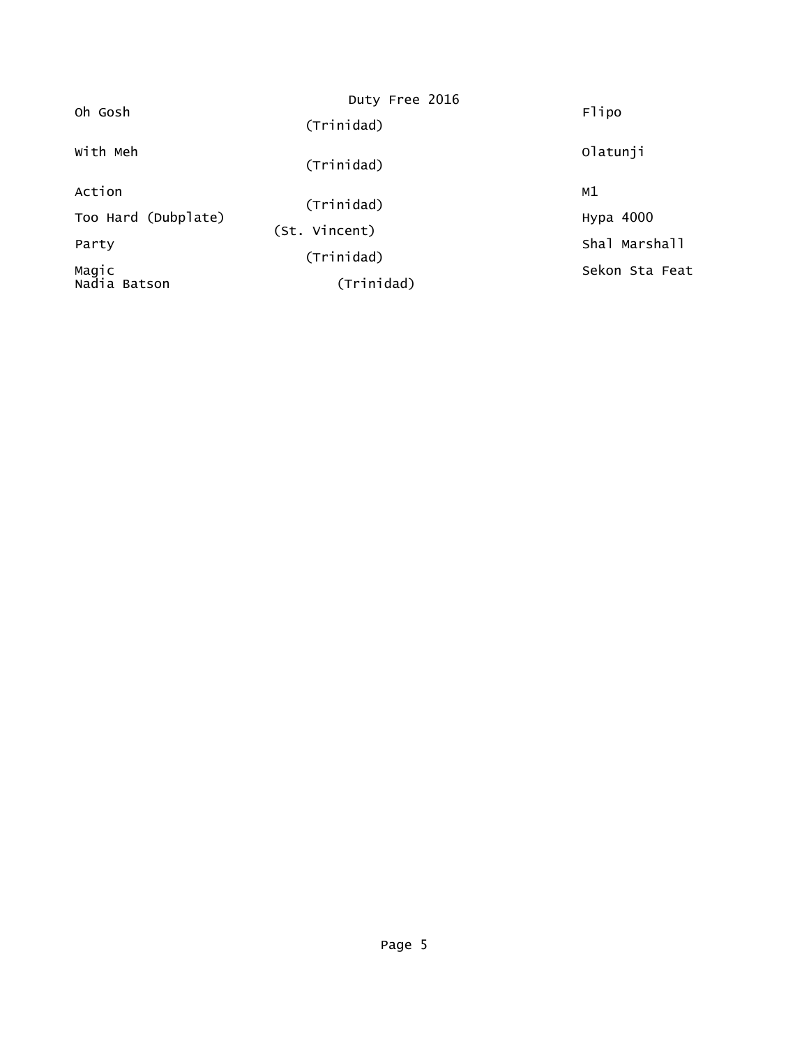Duty Free 2016

| | | |
|---|---|---|
| Oh Gosh | (Trinidad) | Flipo |
| With Meh | (Trinidad) | Olatunji |
| Action | (Trinidad) | M1 |
| Too Hard (Dubplate) | (St. Vincent) | Hypa 4000 |
| Party | (Trinidad) | Shal Marshall |
| Magic | | Sekon Sta Feat |
| Nadia Batson | (Trinidad) | |